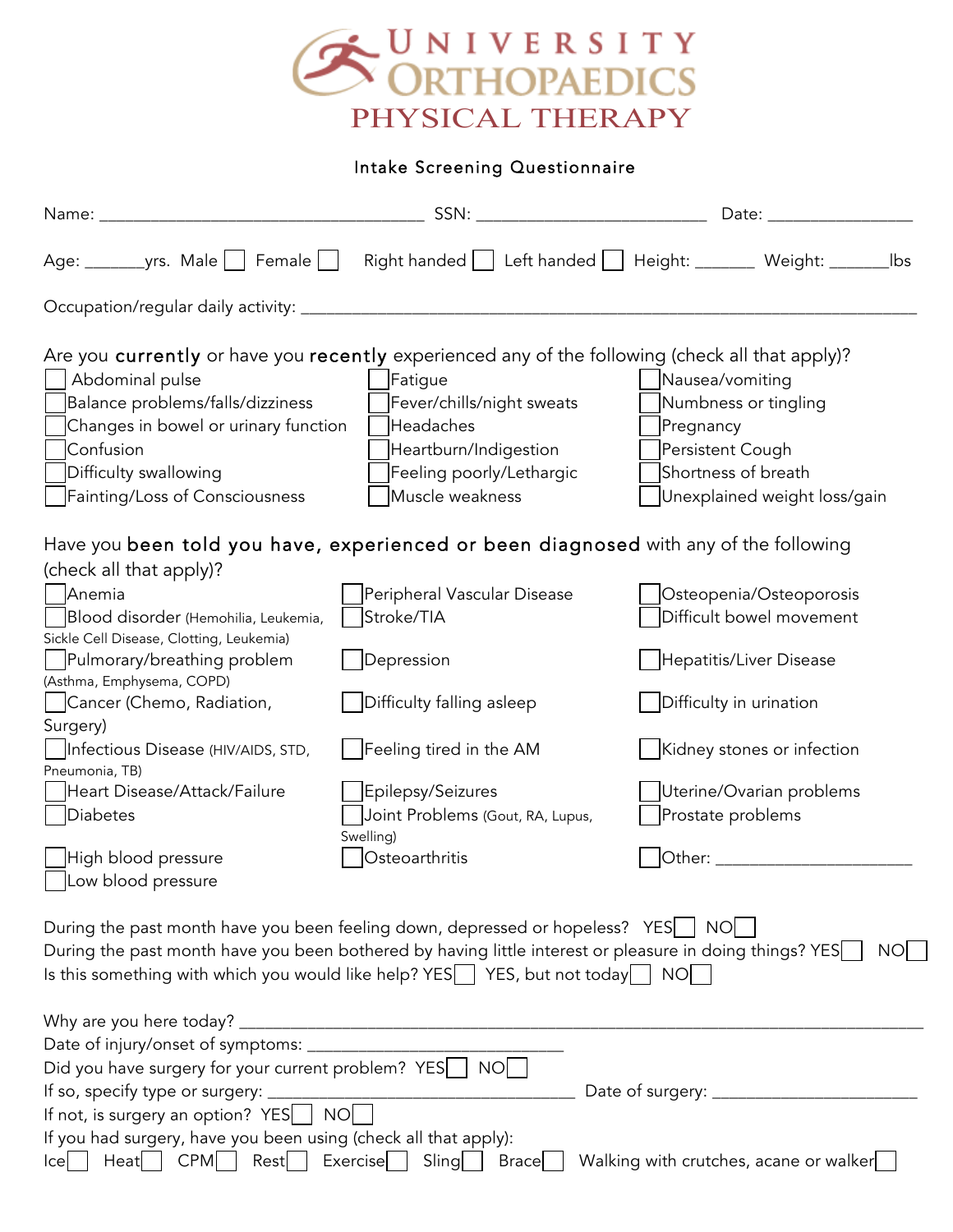# UNIVERSITY ORTHOPAEDICS PHYSICAL THERAPY

## Intake Screening Questionnaire

Name: ___________________________________ SSN: _________________________ Date: ________________

Age: _______yrs. Male ☐ Female ☐ Right handed ☐ Left handed ☐ Height: _______ Weight: _______lbs

Occupation/regular daily activity: ______________________________________________________________________

Are you **currently** or have you **recently** experienced any of the following (check all that apply)?

- ☐ Abdominal pulse
- ☐ Balance problems/falls/dizziness
- ☐ Changes in bowel or urinary function
- ☐ Confusion
- ☐ Difficulty swallowing
- ☐ Fainting/Loss of Consciousness
- ☐ Fatigue
- ☐ Fever/chills/night sweats
- ☐ Headaches
- ☐ Heartburn/Indigestion
- ☐ Feeling poorly/Lethargic
- ☐ Muscle weakness
- ☐ Nausea/vomiting
- ☐ Numbness or tingling
- ☐ Pregnancy
- ☐ Persistent Cough
- ☐ Shortness of breath
- ☐ Unexplained weight loss/gain

Have you **been told you have, experienced or been diagnosed** with any of the following (check all that apply)?

- ☐ Anemia
- ☐ Blood disorder (Hemohilia, Leukemia, Sickle Cell Disease, Clotting, Leukemia)
- ☐ Pulmorary/breathing problem (Asthma, Emphysema, COPD)
- ☐ Cancer (Chemo, Radiation, Surgery)
- ☐ Infectious Disease (HIV/AIDS, STD, Pneumonia, TB)
- ☐ Heart Disease/Attack/Failure
- ☐ Diabetes
- ☐ High blood pressure
- ☐ Low blood pressure
- ☐ Peripheral Vascular Disease
- ☐ Stroke/TIA
- ☐ Depression
- ☐ Difficulty falling asleep
- ☐ Feeling tired in the AM
- ☐ Epilepsy/Seizures
- ☐ Joint Problems (Gout, RA, Lupus, Swelling)
- ☐ Osteoarthritis
- ☐ Osteopenia/Osteoporosis
- ☐ Difficult bowel movement
- ☐ Hepatitis/Liver Disease
- ☐ Difficulty in urination
- ☐ Kidney stones or infection
- ☐ Uterine/Ovarian problems
- ☐ Prostate problems
- ☐ Other: ______________________

During the past month have you been feeling down, depressed or hopeless? YES ☐ NO ☐

During the past month have you been bothered by having little interest or pleasure in doing things? YES ☐ NO ☐

Is this something with which you would like help? YES ☐ YES, but not today ☐ NO ☐

Why are you here today? ____________________________________________________________________________

Date of injury/onset of symptoms: ______________________________

Did you have surgery for your current problem? YES ☐ NO ☐

If so, specify type or surgery: __________________________________ Date of surgery: ______________________

If not, is surgery an option? YES ☐ NO ☐

If you had surgery, have you been using (check all that apply):

Ice ☐ Heat ☐ CPM ☐ Rest ☐ Exercise ☐ Sling ☐ Brace ☐ Walking with crutches, acane or walker ☐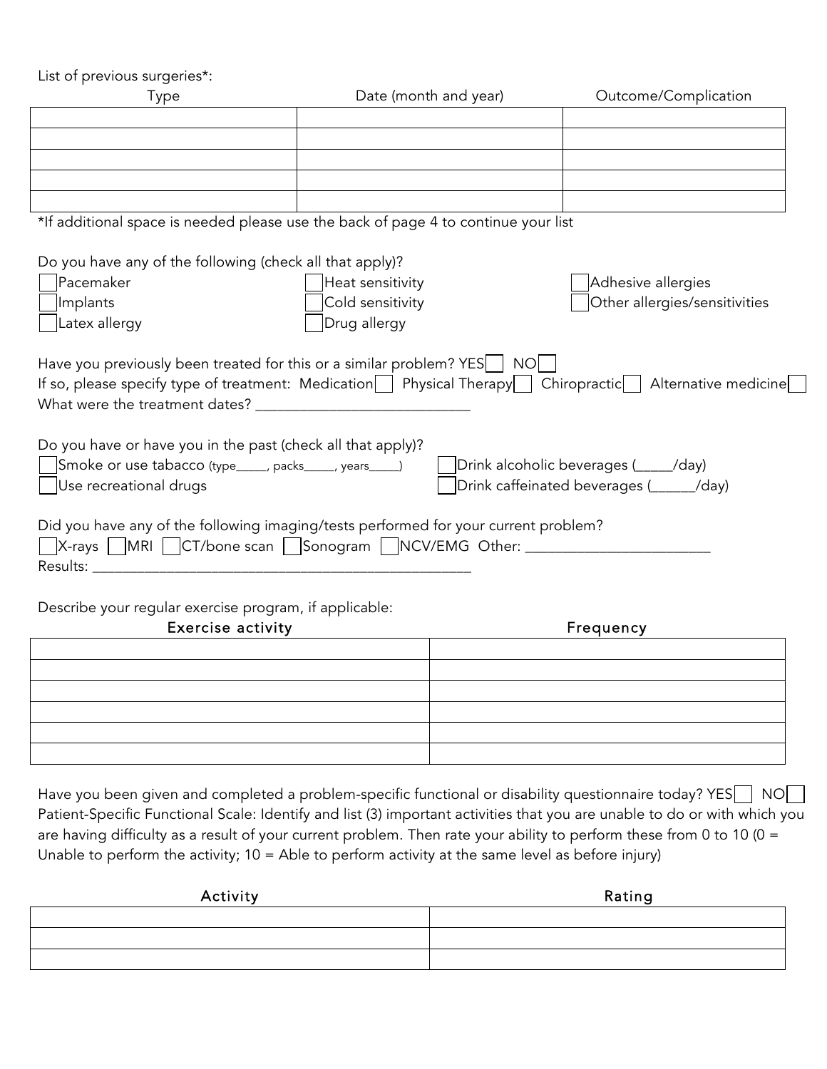List of previous surgeries*:

| Type | Date (month and year) | Outcome/Complication |
| --- | --- | --- |
| | | |
| | | |
| | | |
| | | |
| | | |

*If additional space is needed please use the back of page 4 to continue your list

Do you have any of the following (check all that apply)?

- ☐ Pacemaker
- ☐ Implants
- ☐ Latex allergy
- ☐ Heat sensitivity
- ☐ Cold sensitivity
- ☐ Drug allergy
- ☐ Adhesive allergies
- ☐ Other allergies/sensitivities

Have you previously been treated for this or a similar problem? YES ☐ NO ☐

If so, please specify type of treatment: Medication ☐ Physical Therapy ☐ Chiropractic ☐ Alternative medicine ☐

What were the treatment dates? ____________________________

Do you have or have you in the past (check all that apply)?

- ☐ Smoke or use tabacco (type_____, packs_____, years_____)
- ☐ Use recreational drugs
- ☐ Drink alcoholic beverages (_____/day)
- ☐ Drink caffeinated beverages (______/day)

Did you have any of the following imaging/tests performed for your current problem?

☐ X-rays ☐ MRI ☐ CT/bone scan ☐ Sonogram ☐ NCV/EMG Other: ________________________

Results: ___________________________________________________

Describe your regular exercise program, if applicable:

| Exercise activity | Frequency |
| --- | --- |
| | |
| | |
| | |
| | |
| | |
| | |

Have you been given and completed a problem-specific functional or disability questionnaire today? YES ☐ NO ☐

Patient-Specific Functional Scale: Identify and list (3) important activities that you are unable to do or with which you are having difficulty as a result of your current problem. Then rate your ability to perform these from 0 to 10 (0 = Unable to perform the activity; 10 = Able to perform activity at the same level as before injury)

| Activity | Rating |
| --- | --- |
| | |
| | |
| | |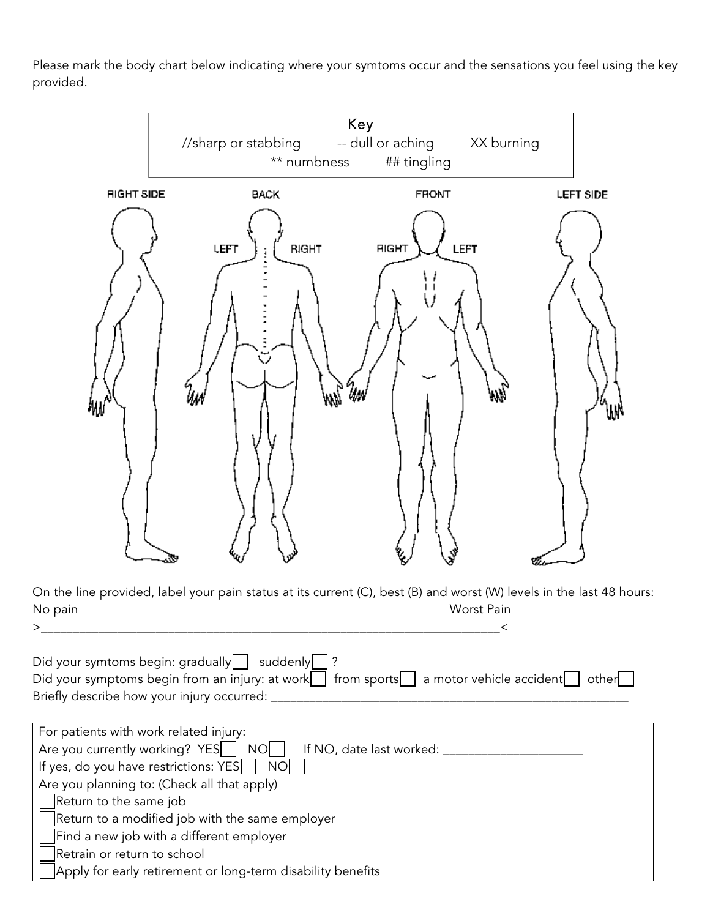Please mark the body chart below indicating where your symtoms occur and the sensations you feel using the key provided.

**Key**

//sharp or stabbing -- dull or aching XX burning

** numbness ## tingling

RIGHT SIDE BACK FRONT LEFT SIDE

LEFT RIGHT RIGHT LEFT

On the line provided, label your pain status at its current (C), best (B) and worst (W) levels in the last 48 hours:

No pain Worst Pain

>________________________________________________________________________<

Did your symtoms begin: gradually☐ suddenly☐ ?

Did your symptoms begin from an injury: at work☐ from sports☐ a motor vehicle accident☐ other☐

Briefly describe how your injury occurred: ________________________________________________________

For patients with work related injury:

Are you currently working? YES☐ NO☐ If NO, date last worked: ______________________

If yes, do you have restrictions: YES☐ NO☐

Are you planning to: (Check all that apply)

☐ Return to the same job

☐ Return to a modified job with the same employer

☐ Find a new job with a different employer

☐ Retrain or return to school

☐ Apply for early retirement or long-term disability benefits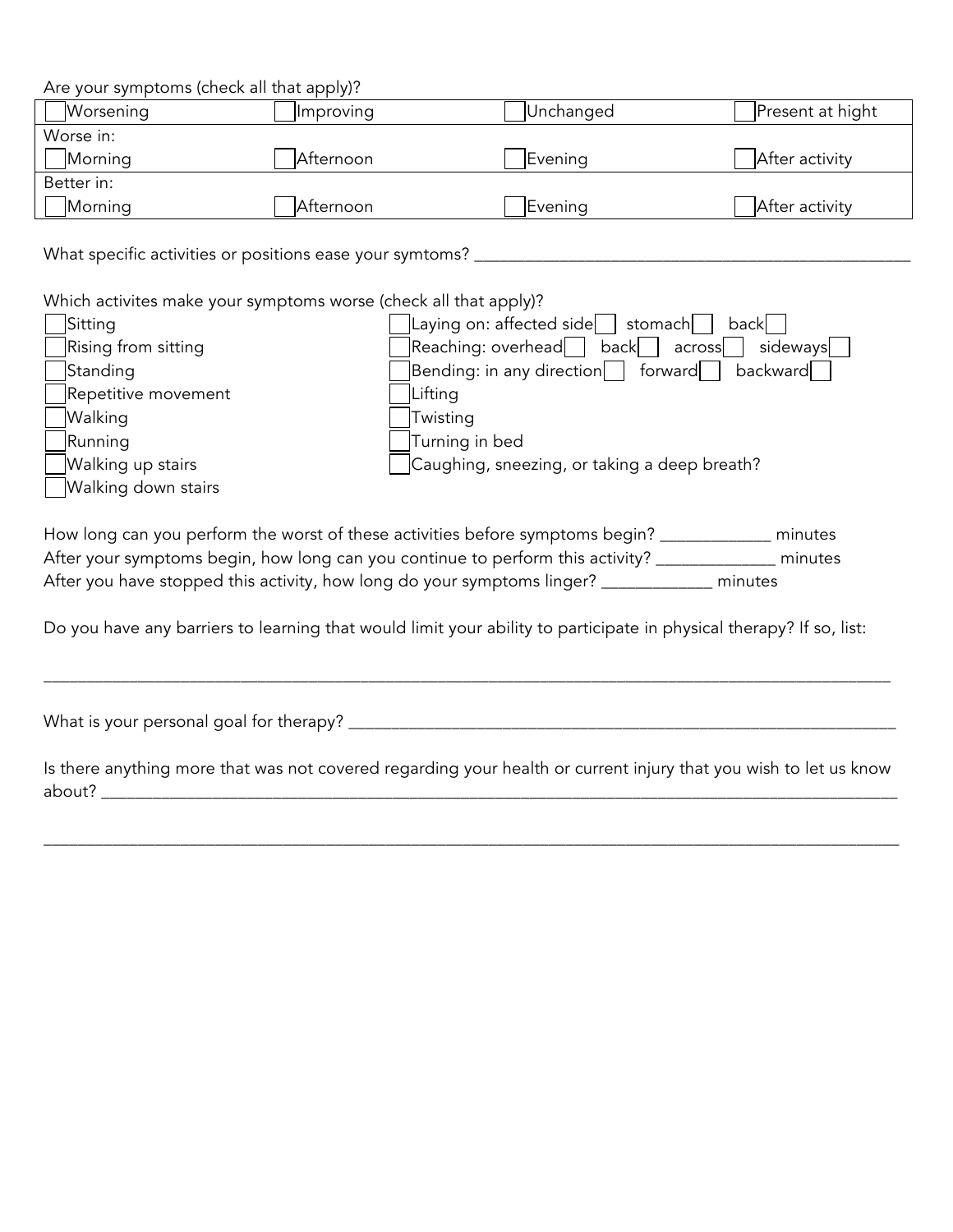Are your symptoms (check all that apply)?

| ☐ Worsening | ☐ Improving | ☐ Unchanged | ☐ Present at hight |
|---|---|---|---|
| Worse in: | | | |
| ☐ Morning | ☐ Afternoon | ☐ Evening | ☐ After activity |
| Better in: | | | |
| ☐ Morning | ☐ Afternoon | ☐ Evening | ☐ After activity |

What specific activities or positions ease your symtoms? ______________________________________________

Which activites make your symptoms worse (check all that apply)?

- ☐ Sitting
- ☐ Rising from sitting
- ☐ Standing
- ☐ Repetitive movement
- ☐ Walking
- ☐ Running
- ☐ Walking up stairs
- ☐ Walking down stairs
- ☐ Laying on: affected side ☐ stomach ☐ back ☐
- ☐ Reaching: overhead ☐ back ☐ across ☐ sideways ☐
- ☐ Bending: in any direction ☐ forward ☐ backward ☐
- ☐ Lifting
- ☐ Twisting
- ☐ Turning in bed
- ☐ Caughing, sneezing, or taking a deep breath?

How long can you perform the worst of these activities before symptoms begin? ____________ minutes

After your symptoms begin, how long can you continue to perform this activity? _____________ minutes

After you have stopped this activity, how long do your symptoms linger? ____________ minutes

Do you have any barriers to learning that would limit your ability to participate in physical therapy? If so, list:

______________________________________________________________________________________________

What is your personal goal for therapy? ______________________________________________________________

Is there anything more that was not covered regarding your health or current injury that you wish to let us know about? ___________________________________________________________________________________

______________________________________________________________________________________________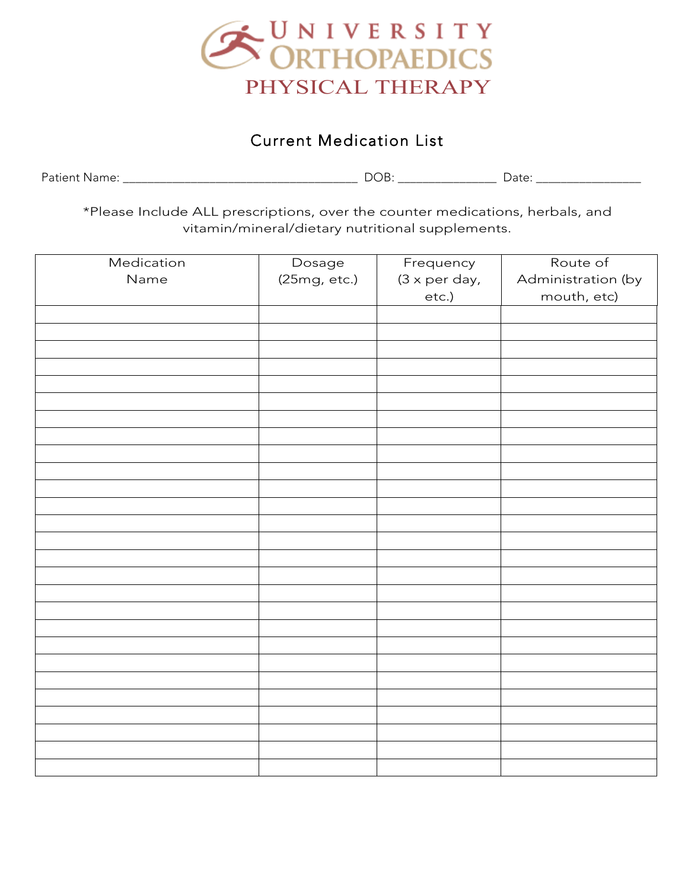# UNIVERSITY ORTHOPAEDICS
## PHYSICAL THERAPY

### Current Medication List

Patient Name: ____________________________________ DOB: _______________ Date: ________________

*Please Include ALL prescriptions, over the counter medications, herbals, and vitamin/mineral/dietary nutritional supplements.

| Medication Name | Dosage (25mg, etc.) | Frequency (3 x per day, etc.) | Route of Administration (by mouth, etc) |
|---|---|---|---|
| | | | |
| | | | |
| | | | |
| | | | |
| | | | |
| | | | |
| | | | |
| | | | |
| | | | |
| | | | |
| | | | |
| | | | |
| | | | |
| | | | |
| | | | |
| | | | |
| | | | |
| | | | |
| | | | |
| | | | |
| | | | |
| | | | |
| | | | |
| | | | |
| | | | |
| | | | |